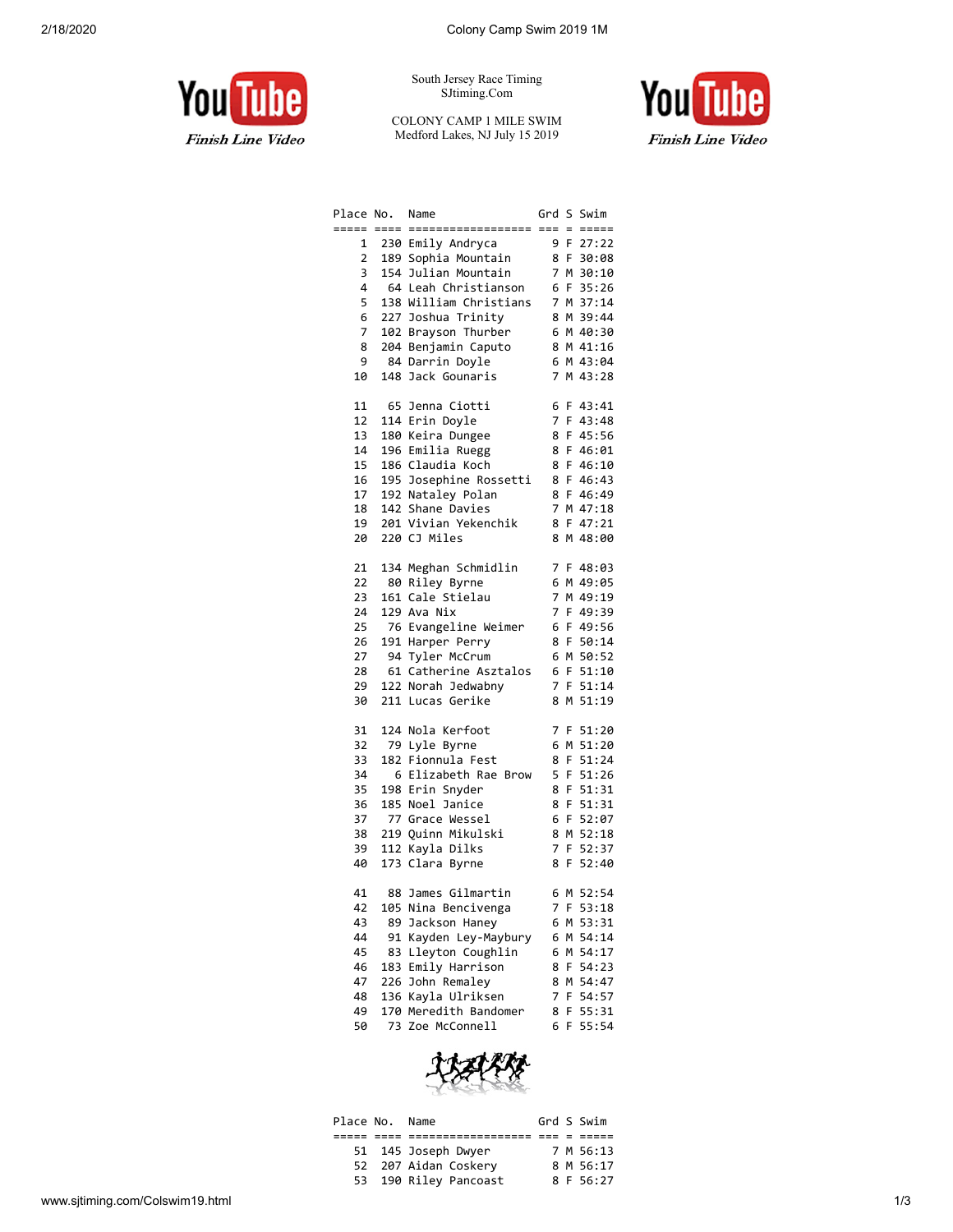South Jersey Race Timing
SJtiming.Com

COLONY CAMP 1 MILE SWIM
Medford Lakes, NJ July 15 2019

| Place | No. | Name | Grd | S | Swim |
|---|---|---|---|---|---|
| 1 | 230 | Emily Andryca | 9 | F | 27:22 |
| 2 | 189 | Sophia Mountain | 8 | F | 30:08 |
| 3 | 154 | Julian Mountain | 7 | M | 30:10 |
| 4 | 64 | Leah Christianson | 6 | F | 35:26 |
| 5 | 138 | William Christians | 7 | M | 37:14 |
| 6 | 227 | Joshua Trinity | 8 | M | 39:44 |
| 7 | 102 | Brayson Thurber | 6 | M | 40:30 |
| 8 | 204 | Benjamin Caputo | 8 | M | 41:16 |
| 9 | 84 | Darrin Doyle | 6 | M | 43:04 |
| 10 | 148 | Jack Gounaris | 7 | M | 43:28 |
| 11 | 65 | Jenna Ciotti | 6 | F | 43:41 |
| 12 | 114 | Erin Doyle | 7 | F | 43:48 |
| 13 | 180 | Keira Dungee | 8 | F | 45:56 |
| 14 | 196 | Emilia Ruegg | 8 | F | 46:01 |
| 15 | 186 | Claudia Koch | 8 | F | 46:10 |
| 16 | 195 | Josephine Rossetti | 8 | F | 46:43 |
| 17 | 192 | Nataley Polan | 8 | F | 46:49 |
| 18 | 142 | Shane Davies | 7 | M | 47:18 |
| 19 | 201 | Vivian Yekenchik | 8 | F | 47:21 |
| 20 | 220 | CJ Miles | 8 | M | 48:00 |
| 21 | 134 | Meghan Schmidlin | 7 | F | 48:03 |
| 22 | 80 | Riley Byrne | 6 | M | 49:05 |
| 23 | 161 | Cale Stielau | 7 | M | 49:19 |
| 24 | 129 | Ava Nix | 7 | F | 49:39 |
| 25 | 76 | Evangeline Weimer | 6 | F | 49:56 |
| 26 | 191 | Harper Perry | 8 | F | 50:14 |
| 27 | 94 | Tyler McCrum | 6 | M | 50:52 |
| 28 | 61 | Catherine Asztalos | 6 | F | 51:10 |
| 29 | 122 | Norah Jedwabny | 7 | F | 51:14 |
| 30 | 211 | Lucas Gerike | 8 | M | 51:19 |
| 31 | 124 | Nola Kerfoot | 7 | F | 51:20 |
| 32 | 79 | Lyle Byrne | 6 | M | 51:20 |
| 33 | 182 | Fionnula Fest | 8 | F | 51:24 |
| 34 | 6 | Elizabeth Rae Brow | 5 | F | 51:26 |
| 35 | 198 | Erin Snyder | 8 | F | 51:31 |
| 36 | 185 | Noel Janice | 8 | F | 51:31 |
| 37 | 77 | Grace Wessel | 6 | F | 52:07 |
| 38 | 219 | Quinn Mikulski | 8 | M | 52:18 |
| 39 | 112 | Kayla Dilks | 7 | F | 52:37 |
| 40 | 173 | Clara Byrne | 8 | F | 52:40 |
| 41 | 88 | James Gilmartin | 6 | M | 52:54 |
| 42 | 105 | Nina Bencivenga | 7 | F | 53:18 |
| 43 | 89 | Jackson Haney | 6 | M | 53:31 |
| 44 | 91 | Kayden Ley-Maybury | 6 | M | 54:14 |
| 45 | 83 | Lleyton Coughlin | 6 | M | 54:17 |
| 46 | 183 | Emily Harrison | 8 | F | 54:23 |
| 47 | 226 | John Remaley | 8 | M | 54:47 |
| 48 | 136 | Kayla Ulriksen | 7 | F | 54:57 |
| 49 | 170 | Meredith Bandomer | 8 | F | 55:31 |
| 50 | 73 | Zoe McConnell | 6 | F | 55:54 |

| Place | No. | Name | Grd | S | Swim |
|---|---|---|---|---|---|
| 51 | 145 | Joseph Dwyer | 7 | M | 56:13 |
| 52 | 207 | Aidan Coskery | 8 | M | 56:17 |
| 53 | 190 | Riley Pancoast | 8 | F | 56:27 |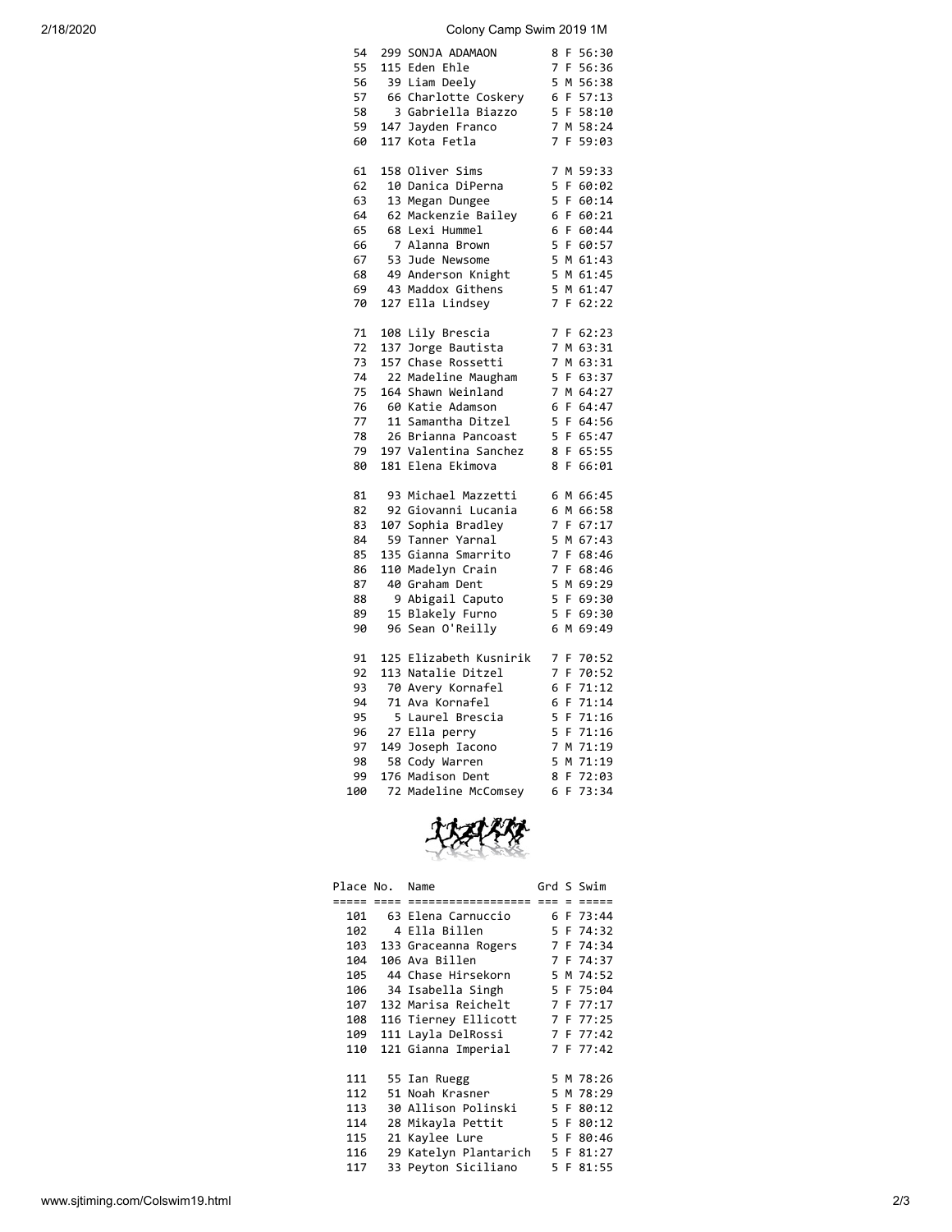| Place | No. | Name | Grd | S | Swim |
|---|---|---|---|---|---|
| 54 | 299 | SONJA ADAMAON | 8 | F | 56:30 |
| 55 | 115 | Eden Ehle | 7 | F | 56:36 |
| 56 | 39 | Liam Deely | 5 | M | 56:38 |
| 57 | 66 | Charlotte Coskery | 6 | F | 57:13 |
| 58 | 3 | Gabriella Biazzo | 5 | F | 58:10 |
| 59 | 147 | Jayden Franco | 7 | M | 58:24 |
| 60 | 117 | Kota Fetla | 7 | F | 59:03 |
| 61 | 158 | Oliver Sims | 7 | M | 59:33 |
| 62 | 10 | Danica DiPerna | 5 | F | 60:02 |
| 63 | 13 | Megan Dungee | 5 | F | 60:14 |
| 64 | 62 | Mackenzie Bailey | 6 | F | 60:21 |
| 65 | 68 | Lexi Hummel | 6 | F | 60:44 |
| 66 | 7 | Alanna Brown | 5 | F | 60:57 |
| 67 | 53 | Jude Newsome | 5 | M | 61:43 |
| 68 | 49 | Anderson Knight | 5 | M | 61:45 |
| 69 | 43 | Maddox Githens | 5 | M | 61:47 |
| 70 | 127 | Ella Lindsey | 7 | F | 62:22 |
| 71 | 108 | Lily Brescia | 7 | F | 62:23 |
| 72 | 137 | Jorge Bautista | 7 | M | 63:31 |
| 73 | 157 | Chase Rossetti | 7 | M | 63:31 |
| 74 | 22 | Madeline Maugham | 5 | F | 63:37 |
| 75 | 164 | Shawn Weinland | 7 | M | 64:27 |
| 76 | 60 | Katie Adamson | 6 | F | 64:47 |
| 77 | 11 | Samantha Ditzel | 5 | F | 64:56 |
| 78 | 26 | Brianna Pancoast | 5 | F | 65:47 |
| 79 | 197 | Valentina Sanchez | 8 | F | 65:55 |
| 80 | 181 | Elena Ekimova | 8 | F | 66:01 |
| 81 | 93 | Michael Mazzetti | 6 | M | 66:45 |
| 82 | 92 | Giovanni Lucania | 6 | M | 66:58 |
| 83 | 107 | Sophia Bradley | 7 | F | 67:17 |
| 84 | 59 | Tanner Yarnal | 5 | M | 67:43 |
| 85 | 135 | Gianna Smarrito | 7 | F | 68:46 |
| 86 | 110 | Madelyn Crain | 7 | F | 68:46 |
| 87 | 40 | Graham Dent | 5 | M | 69:29 |
| 88 | 9 | Abigail Caputo | 5 | F | 69:30 |
| 89 | 15 | Blakely Furno | 5 | F | 69:30 |
| 90 | 96 | Sean O'Reilly | 6 | M | 69:49 |
| 91 | 125 | Elizabeth Kusnirik | 7 | F | 70:52 |
| 92 | 113 | Natalie Ditzel | 7 | F | 70:52 |
| 93 | 70 | Avery Kornafel | 6 | F | 71:12 |
| 94 | 71 | Ava Kornafel | 6 | F | 71:14 |
| 95 | 5 | Laurel Brescia | 5 | F | 71:16 |
| 96 | 27 | Ella perry | 5 | F | 71:16 |
| 97 | 149 | Joseph Iacono | 7 | M | 71:19 |
| 98 | 58 | Cody Warren | 5 | M | 71:19 |
| 99 | 176 | Madison Dent | 8 | F | 72:03 |
| 100 | 72 | Madeline McComsey | 6 | F | 73:34 |

| Place | No. | Name | Grd | S | Swim |
|---|---|---|---|---|---|
| 101 | 63 | Elena Carnuccio | 6 | F | 73:44 |
| 102 | 4 | Ella Billen | 5 | F | 74:32 |
| 103 | 133 | Graceanna Rogers | 7 | F | 74:34 |
| 104 | 106 | Ava Billen | 7 | F | 74:37 |
| 105 | 44 | Chase Hirsekorn | 5 | M | 74:52 |
| 106 | 34 | Isabella Singh | 5 | F | 75:04 |
| 107 | 132 | Marisa Reichelt | 7 | F | 77:17 |
| 108 | 116 | Tierney Ellicott | 7 | F | 77:25 |
| 109 | 111 | Layla DelRossi | 7 | F | 77:42 |
| 110 | 121 | Gianna Imperial | 7 | F | 77:42 |
| 111 | 55 | Ian Ruegg | 5 | M | 78:26 |
| 112 | 51 | Noah Krasner | 5 | M | 78:29 |
| 113 | 30 | Allison Polinski | 5 | F | 80:12 |
| 114 | 28 | Mikayla Pettit | 5 | F | 80:12 |
| 115 | 21 | Kaylee Lure | 5 | F | 80:46 |
| 116 | 29 | Katelyn Plantarich | 5 | F | 81:27 |
| 117 | 33 | Peyton Siciliano | 5 | F | 81:55 |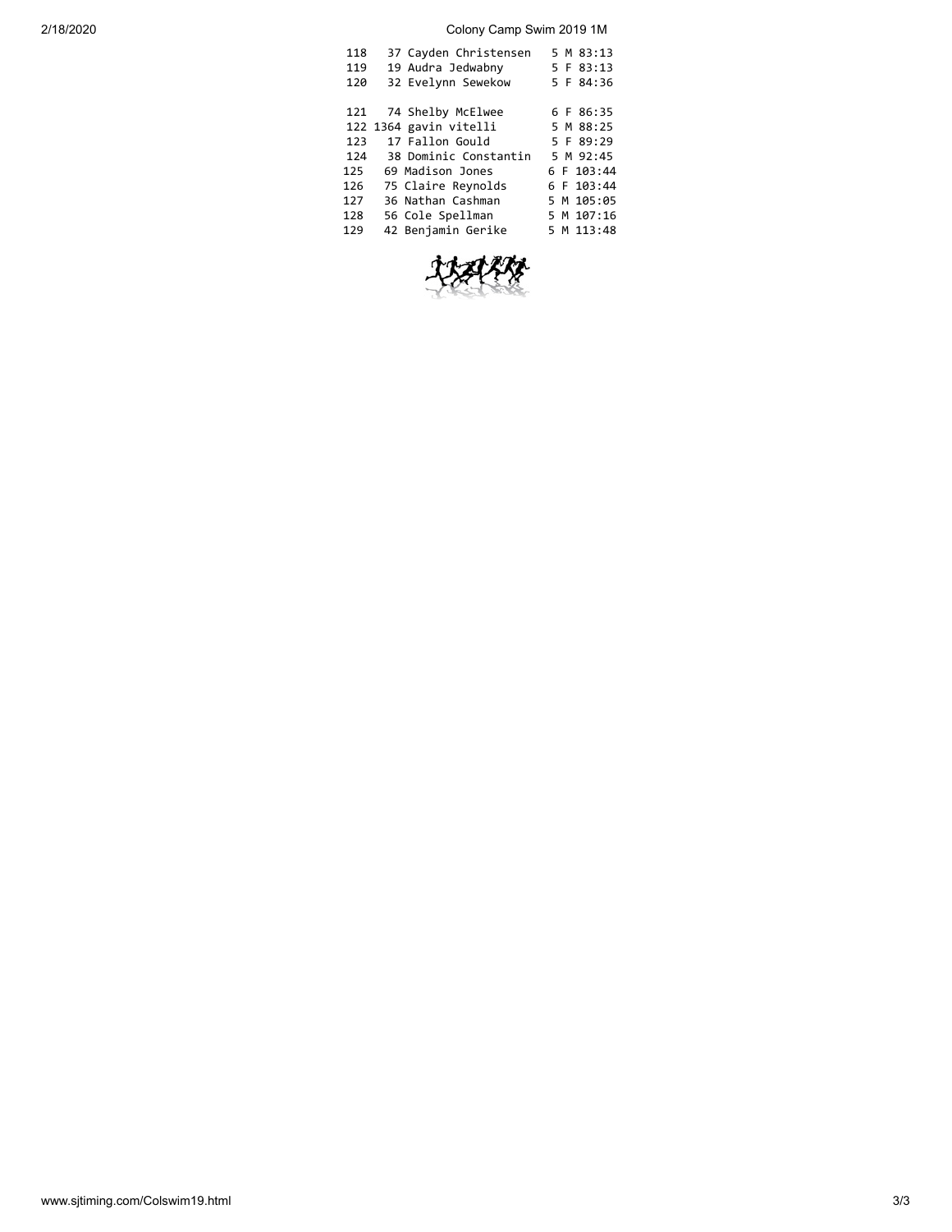| | | | | | |
|---|---|---|---|---|---|
| 118 | 37 | Cayden Christensen | 5 | M | 83:13 |
| 119 | 19 | Audra Jedwabny | 5 | F | 83:13 |
| 120 | 32 | Evelynn Sewekow | 5 | F | 84:36 |
| 121 | 74 | Shelby McElwee | 6 | F | 86:35 |
| 122 | 1364 | gavin vitelli | 5 | M | 88:25 |
| 123 | 17 | Fallon Gould | 5 | F | 89:29 |
| 124 | 38 | Dominic Constantin | 5 | M | 92:45 |
| 125 | 69 | Madison Jones | 6 | F | 103:44 |
| 126 | 75 | Claire Reynolds | 6 | F | 103:44 |
| 127 | 36 | Nathan Cashman | 5 | M | 105:05 |
| 128 | 56 | Cole Spellman | 5 | M | 107:16 |
| 129 | 42 | Benjamin Gerike | 5 | M | 113:48 |